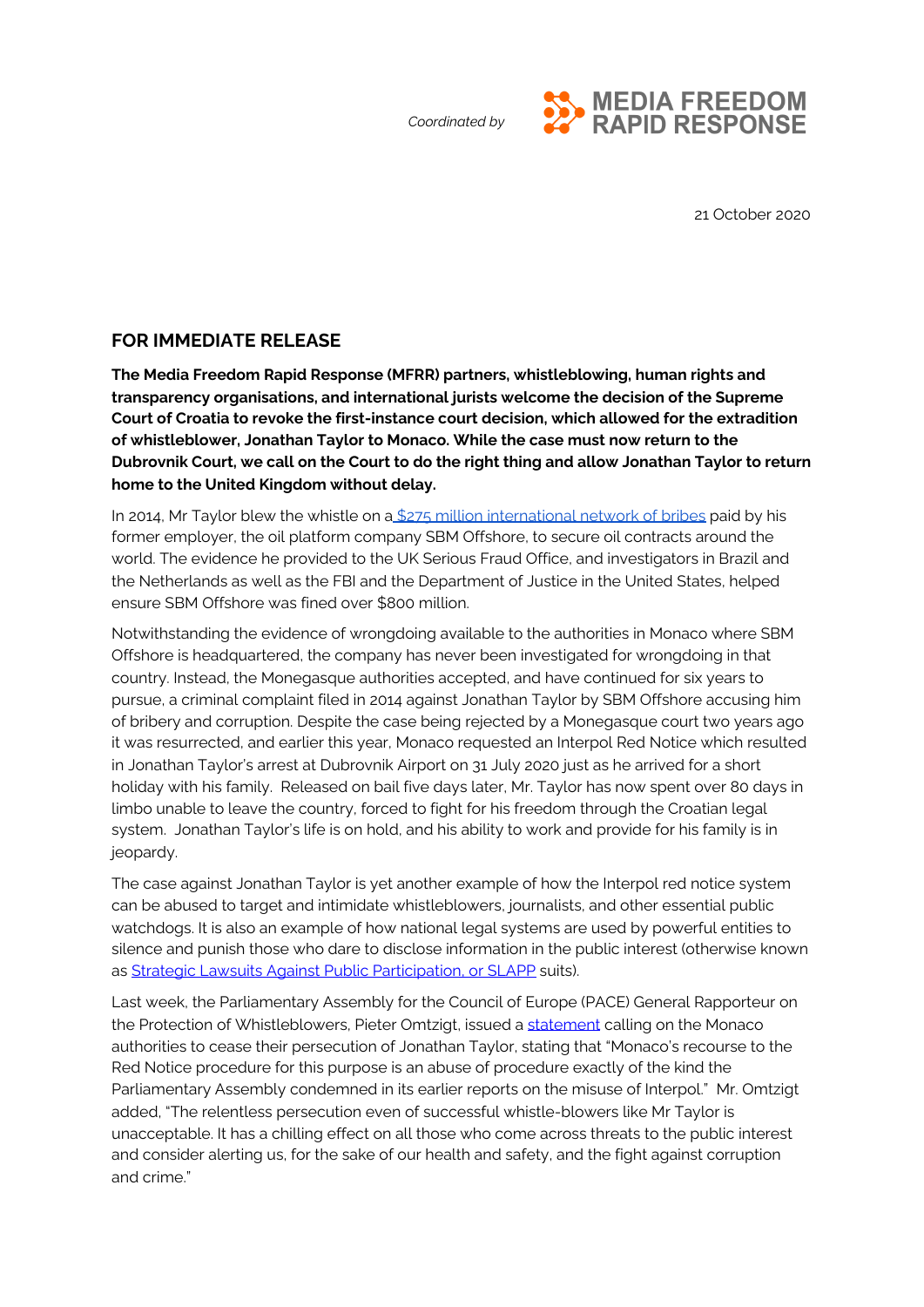*Coordinated by* **MEDIA FREEDOM RAPID RESPONSE**

21 October 2020

## FOR IMMEDIATE RELEASE

**The Media Freedom Rapid Response (MFRR) partners, whistleblowing, human rights and transparency organisations, and international jurists welcome the decision of the Supreme Court of Croatia to revoke the first-instance court decision, which allowed for the extradition of whistleblower, Jonathan Taylor to Monaco. While the case must now return to the Dubrovnik Court, we call on the Court to do the right thing and allow Jonathan Taylor to return home to the United Kingdom without delay.**

In 2014, Mr Taylor blew the whistle on a [$275 million international network of bribes] paid by his former employer, the oil platform company SBM Offshore, to secure oil contracts around the world. The evidence he provided to the UK Serious Fraud Office, and investigators in Brazil and the Netherlands as well as the FBI and the Department of Justice in the United States, helped ensure SBM Offshore was fined over $800 million.

Notwithstanding the evidence of wrongdoing available to the authorities in Monaco where SBM Offshore is headquartered, the company has never been investigated for wrongdoing in that country. Instead, the Monegasque authorities accepted, and have continued for six years to pursue, a criminal complaint filed in 2014 against Jonathan Taylor by SBM Offshore accusing him of bribery and corruption. Despite the case being rejected by a Monegasque court two years ago it was resurrected, and earlier this year, Monaco requested an Interpol Red Notice which resulted in Jonathan Taylor's arrest at Dubrovnik Airport on 31 July 2020 just as he arrived for a short holiday with his family. Released on bail five days later, Mr. Taylor has now spent over 80 days in limbo unable to leave the country, forced to fight for his freedom through the Croatian legal system. Jonathan Taylor's life is on hold, and his ability to work and provide for his family is in jeopardy.

The case against Jonathan Taylor is yet another example of how the Interpol red notice system can be abused to target and intimidate whistleblowers, journalists, and other essential public watchdogs. It is also an example of how national legal systems are used by powerful entities to silence and punish those who dare to disclose information in the public interest (otherwise known as [Strategic Lawsuits Against Public Participation, or SLAPP] suits).

Last week, the Parliamentary Assembly for the Council of Europe (PACE) General Rapporteur on the Protection of Whistleblowers, Pieter Omtzigt, issued a [statement] calling on the Monaco authorities to cease their persecution of Jonathan Taylor, stating that "Monaco's recourse to the Red Notice procedure for this purpose is an abuse of procedure exactly of the kind the Parliamentary Assembly condemned in its earlier reports on the misuse of Interpol." Mr. Omtzigt added, "The relentless persecution even of successful whistle-blowers like Mr Taylor is unacceptable. It has a chilling effect on all those who come across threats to the public interest and consider alerting us, for the sake of our health and safety, and the fight against corruption and crime."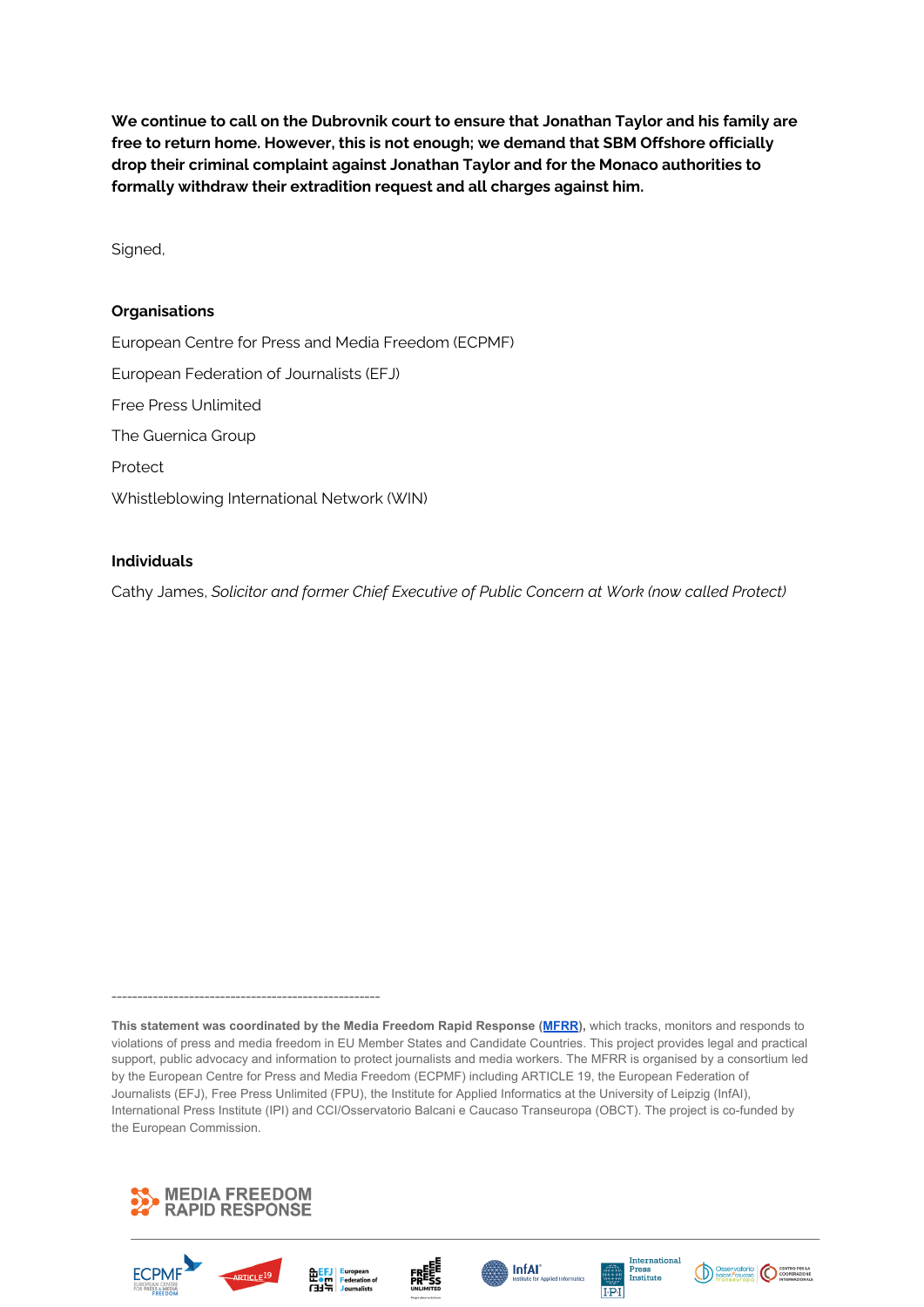**We continue to call on the Dubrovnik court to ensure that Jonathan Taylor and his family are free to return home. However, this is not enough; we demand that SBM Offshore officially drop their criminal complaint against Jonathan Taylor and for the Monaco authorities to formally withdraw their extradition request and all charges against him.**

Signed,

**Organisations**

European Centre for Press and Media Freedom (ECPMF)

European Federation of Journalists (EFJ)

Free Press Unlimited

The Guernica Group

Protect

Whistleblowing International Network (WIN)

**Individuals**

Cathy James, *Solicitor and former Chief Executive of Public Concern at Work (now called Protect)*

---

**This statement was coordinated by the Media Freedom Rapid Response (MFRR)**, which tracks, monitors and responds to violations of press and media freedom in EU Member States and Candidate Countries. This project provides legal and practical support, public advocacy and information to protect journalists and media workers. The MFRR is organised by a consortium led by the European Centre for Press and Media Freedom (ECPMF) including ARTICLE 19, the European Federation of Journalists (EFJ), Free Press Unlimited (FPU), the Institute for Applied Informatics at the University of Leipzig (InfAI), International Press Institute (IPI) and CCI/Osservatorio Balcani e Caucaso Transeuropa (OBCT). The project is co-funded by the European Commission.